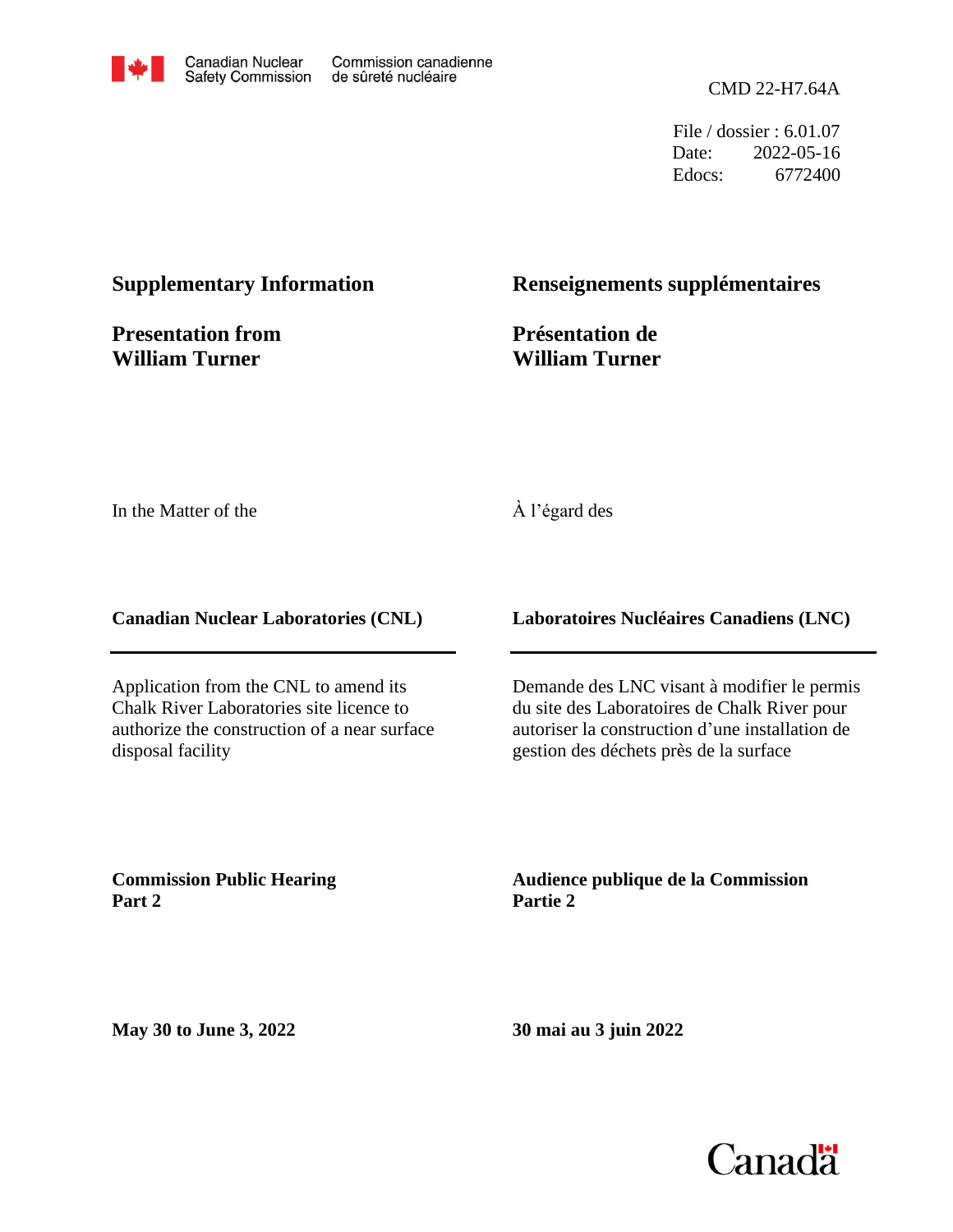Canadian Nuclear Safety Commission | Commission canadienne de sûreté nucléaire

CMD 22-H7.64A

File / dossier : 6.01.07
Date: 2022-05-16
Edocs: 6772400

## Supplementary Information

## Presentation from William Turner

## Renseignements supplémentaires

## Présentation de William Turner

In the Matter of the

À l'égard des

**Canadian Nuclear Laboratories (CNL)**

**Laboratoires Nucléaires Canadiens (LNC)**

Application from the CNL to amend its Chalk River Laboratories site licence to authorize the construction of a near surface disposal facility

Demande des LNC visant à modifier le permis du site des Laboratoires de Chalk River pour autoriser la construction d'une installation de gestion des déchets près de la surface

**Commission Public Hearing**
**Part 2**

**Audience publique de la Commission**
**Partie 2**

**May 30 to June 3, 2022**

**30 mai au 3 juin 2022**

Canada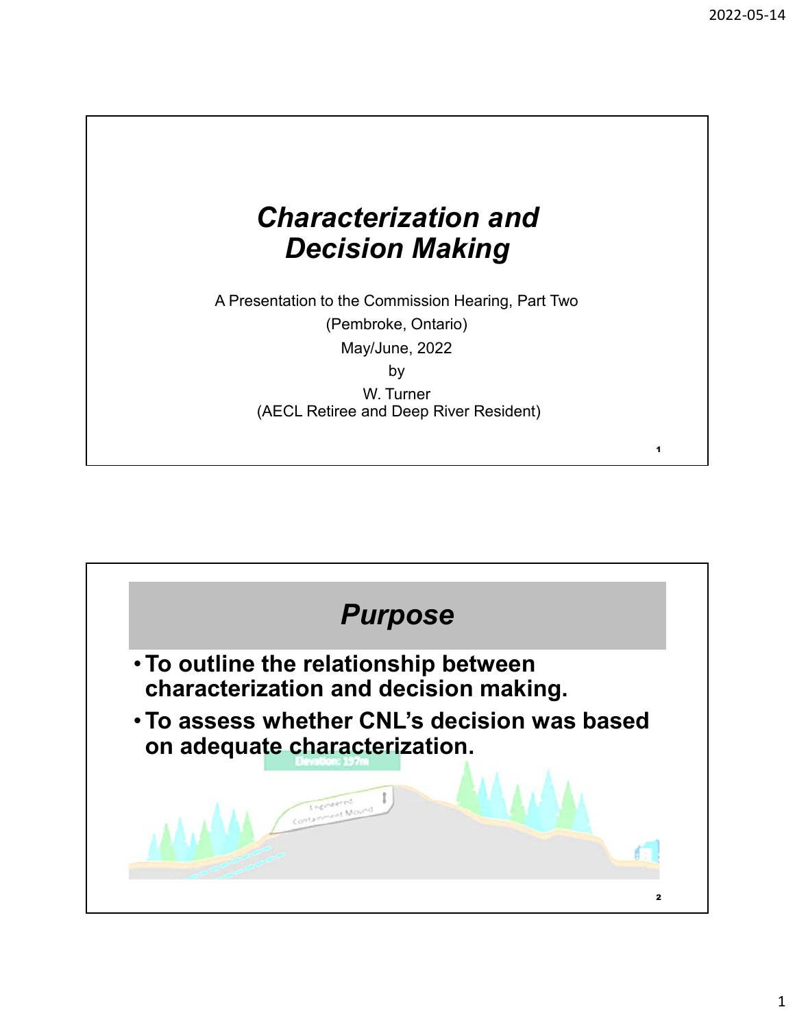# *Characterization and Decision Making*

A Presentation to the Commission Hearing, Part Two

(Pembroke, Ontario)

May/June, 2022

by

W. Turner

(AECL Retiree and Deep River Resident)

## *Purpose*

- **To outline the relationship between characterization and decision making.**
- **To assess whether CNL's decision was based on adequate characterization.**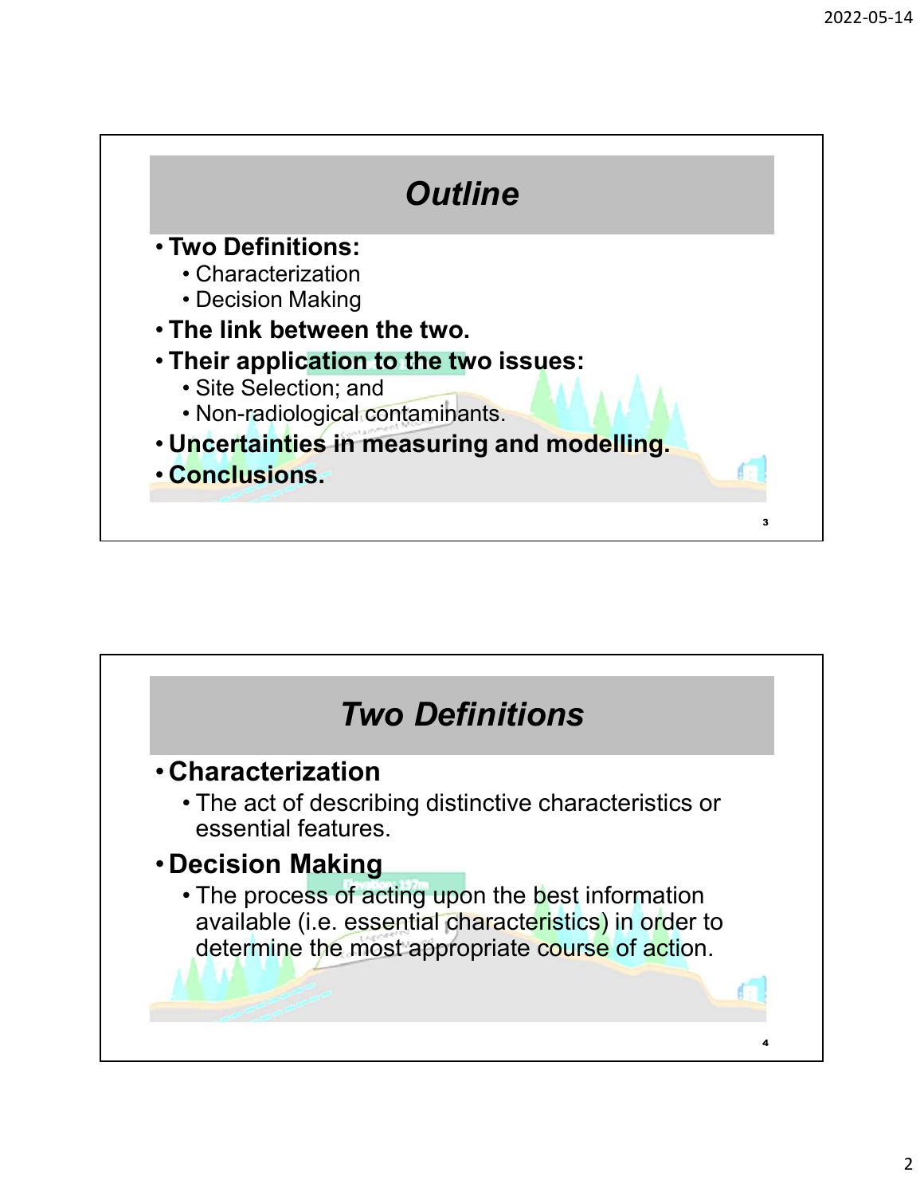## Outline

- **Two Definitions:**
  - Characterization
  - Decision Making
- **The link between the two.**
- **Their application to the two issues:**
  - Site Selection; and
  - Non-radiological contaminants.
- **Uncertainties in measuring and modelling.**
- **Conclusions.**

## Two Definitions

- **Characterization**
  - The act of describing distinctive characteristics or essential features.
- **Decision Making**
  - The process of acting upon the best information available (i.e. essential characteristics) in order to determine the most appropriate course of action.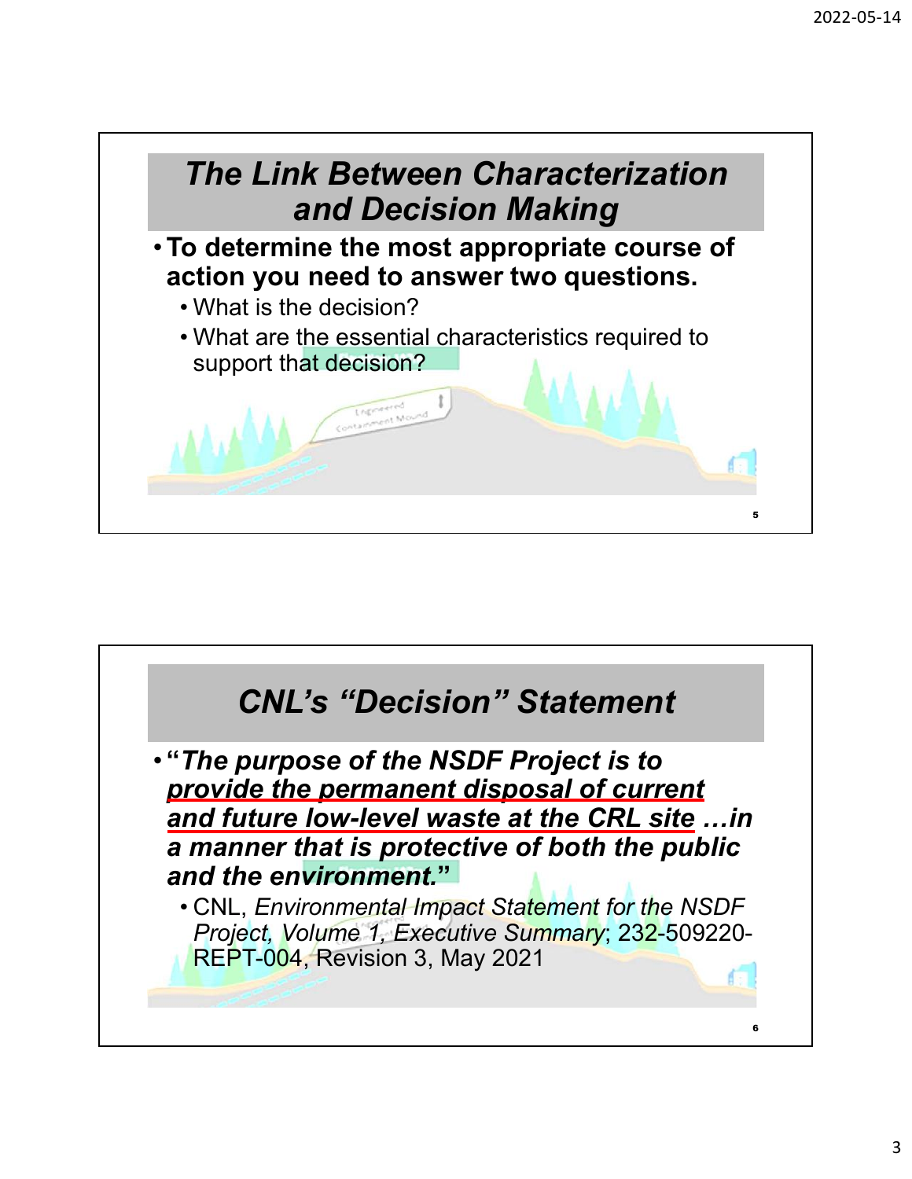## The Link Between Characterization and Decision Making

- **To determine the most appropriate course of action you need to answer two questions.**
  - What is the decision?
  - What are the essential characteristics required to support that decision?

## CNL's "Decision" Statement

- ***"The purpose of the NSDF Project is to <u>provide the permanent disposal of current and future low-level waste at the CRL site</u> …in a manner that is protective of both the public and the environment."***
  - CNL, *Environmental Impact Statement for the NSDF Project, Volume 1, Executive Summary*; 232-509220-REPT-004, Revision 3, May 2021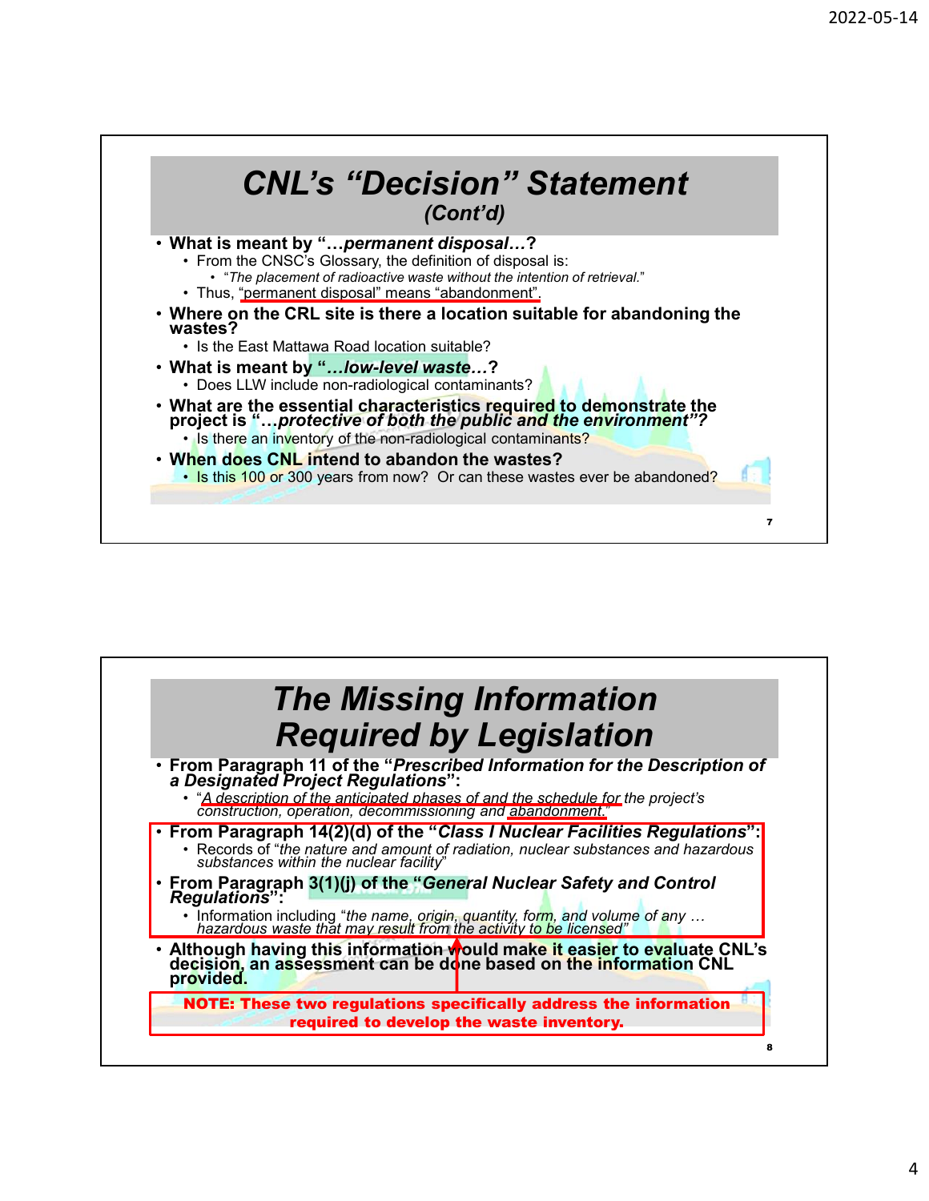# CNL's "Decision" Statement

*(Cont'd)*

- **What is meant by "*…permanent disposal…*?**
  - From the CNSC's Glossary, the definition of disposal is:
    - "*The placement of radioactive waste without the intention of retrieval.*"
  - Thus, "permanent disposal" means "abandonment".
- **Where on the CRL site is there a location suitable for abandoning the wastes?**
  - Is the East Mattawa Road location suitable?
- **What is meant by "*…low-level waste…*?**
  - Does LLW include non-radiological contaminants?
- **What are the essential characteristics required to demonstrate the project is "*…protective of both the public and the environment*"?**
  - Is there an inventory of the non-radiological contaminants?
- **When does CNL intend to abandon the wastes?**
  - Is this 100 or 300 years from now? Or can these wastes ever be abandoned?

# The Missing Information Required by Legislation

- **From Paragraph 11 of the "*Prescribed Information for the Description of a Designated Project Regulations*":**
  - "*A description of the anticipated phases of and the schedule for the project's construction, operation, decommissioning and abandonment.*"
- **From Paragraph 14(2)(d) of the "*Class I Nuclear Facilities Regulations*":**
  - Records of "*the nature and amount of radiation, nuclear substances and hazardous substances within the nuclear facility*"
- **From Paragraph 3(1)(j) of the "*General Nuclear Safety and Control Regulations*":**
  - Information including "*the name, origin, quantity, form, and volume of any … hazardous waste that may result from the activity to be licensed*"
- **Although having this information would make it easier to evaluate CNL's decision, an assessment can be done based on the information CNL provided.**

**NOTE: These two regulations specifically address the information required to develop the waste inventory.**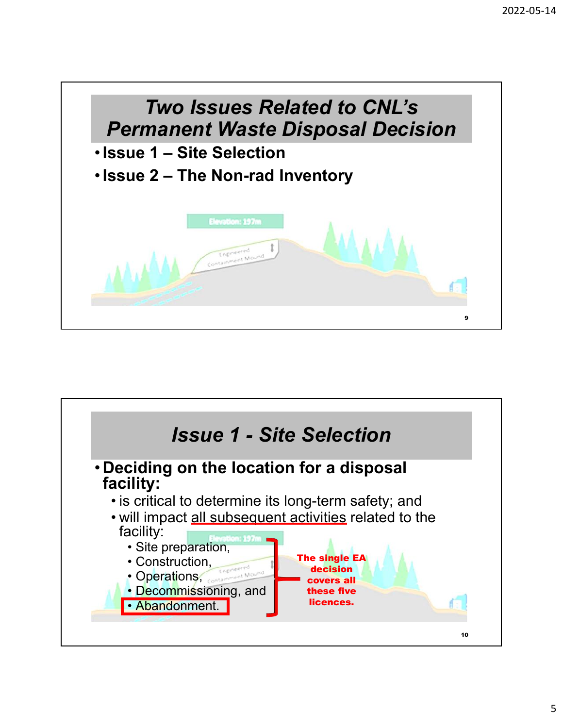## Two Issues Related to CNL's Permanent Waste Disposal Decision

- **Issue 1 – Site Selection**
- **Issue 2 – The Non-rad Inventory**

## Issue 1 - Site Selection

- **Deciding on the location for a disposal facility:**
  - is critical to determine its long-term safety; and
  - will impact all subsequent activities related to the facility:
    - Site preparation,
    - Construction,
    - Operations,
    - Decommissioning, and
    - Abandonment.

**The single EA decision covers all these five licences.**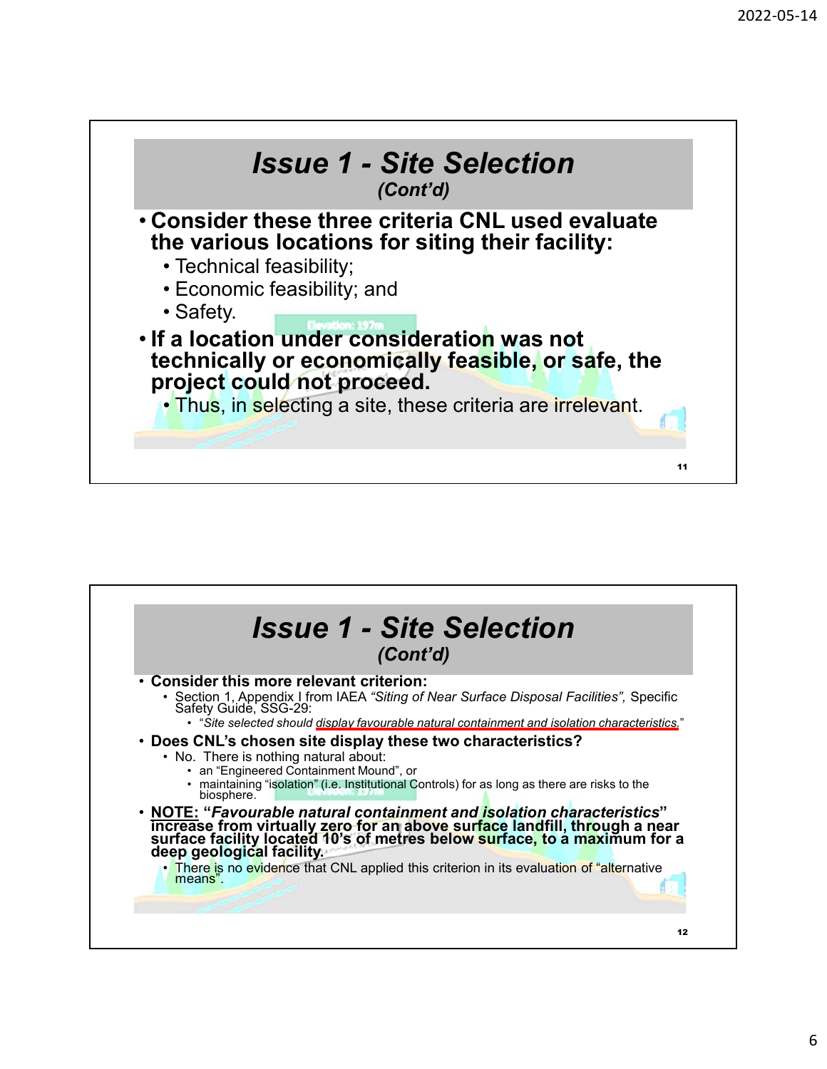# Issue 1 - Site Selection
*(Cont'd)*

- **Consider these three criteria CNL used evaluate the various locations for siting their facility:**
  - Technical feasibility;
  - Economic feasibility; and
  - Safety.
- **If a location under consideration was not technically or economically feasible, or safe, the project could not proceed.**
  - Thus, in selecting a site, these criteria are irrelevant.

# Issue 1 - Site Selection
*(Cont'd)*

- **Consider this more relevant criterion:**
  - Section 1, Appendix I from IAEA *"Siting of Near Surface Disposal Facilities",* Specific Safety Guide, SSG-29:
    - "*Site selected should display favourable natural containment and isolation characteristics.*"
- **Does CNL's chosen site display these two characteristics?**
  - No. There is nothing natural about:
    - an "Engineered Containment Mound", or
    - maintaining "isolation" (i.e. Institutional Controls) for as long as there are risks to the biosphere.
- **NOTE: "*Favourable natural containment and isolation characteristics*" increase from virtually zero for an above surface landfill, through a near surface facility located 10's of metres below surface, to a maximum for a deep geological facility.**
  - There is no evidence that CNL applied this criterion in its evaluation of "alternative means".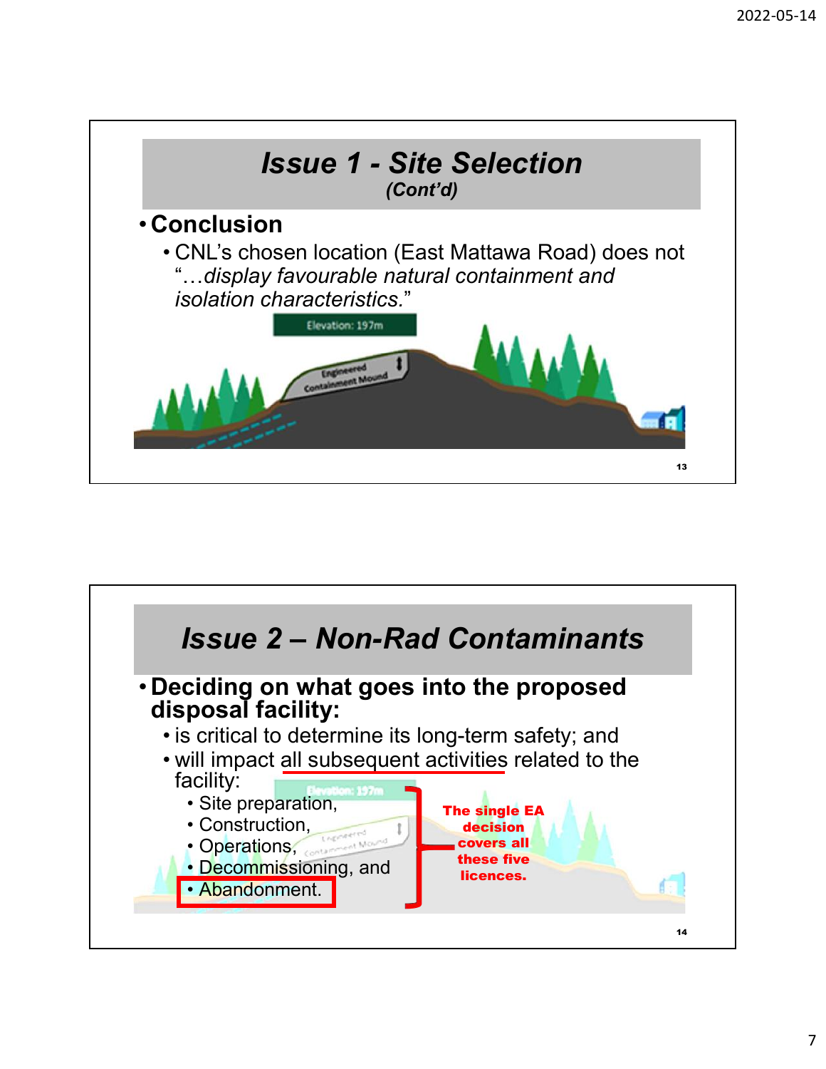## Issue 1 - Site Selection

*(Cont'd)*

- **Conclusion**
  - CNL's chosen location (East Mattawa Road) does not "…*display favourable natural containment and isolation characteristics.*"

## Issue 2 – Non-Rad Contaminants

- **Deciding on what goes into the proposed disposal facility:**
  - is critical to determine its long-term safety; and
  - will impact all subsequent activities related to the facility:
    - Site preparation,
    - Construction,
    - Operations,
    - Decommissioning, and
    - Abandonment.

**The single EA decision covers all these five licences.**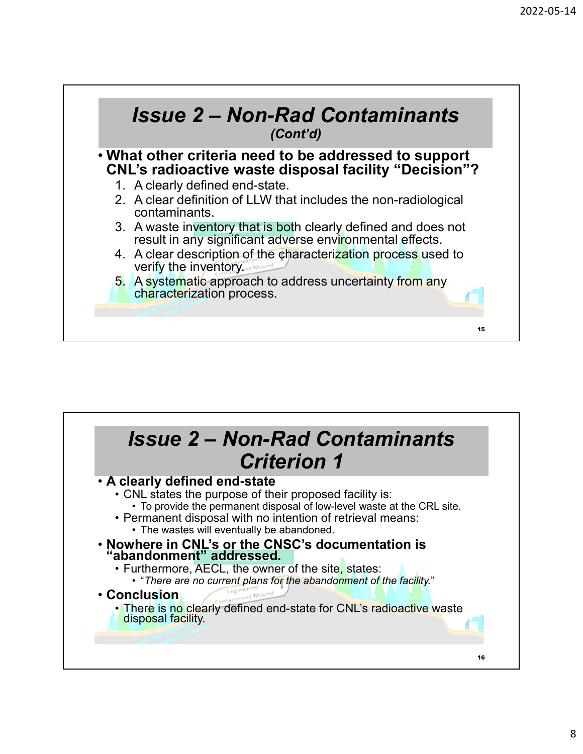# Issue 2 – Non-Rad Contaminants
*(Cont'd)*

- **What other criteria need to be addressed to support CNL's radioactive waste disposal facility "Decision"?**
  1. A clearly defined end-state.
  2. A clear definition of LLW that includes the non-radiological contaminants.
  3. A waste inventory that is both clearly defined and does not result in any significant adverse environmental effects.
  4. A clear description of the characterization process used to verify the inventory.
  5. A systematic approach to address uncertainty from any characterization process.

# Issue 2 – Non-Rad Contaminants Criterion 1

- **A clearly defined end-state**
  - CNL states the purpose of their proposed facility is:
    - To provide the permanent disposal of low-level waste at the CRL site.
  - Permanent disposal with no intention of retrieval means:
    - The wastes will eventually be abandoned.
- **Nowhere in CNL's or the CNSC's documentation is "abandonment" addressed.**
  - Furthermore, AECL, the owner of the site, states:
    - "*There are no current plans for the abandonment of the facility.*"
- **Conclusion**
  - There is no clearly defined end-state for CNL's radioactive waste disposal facility.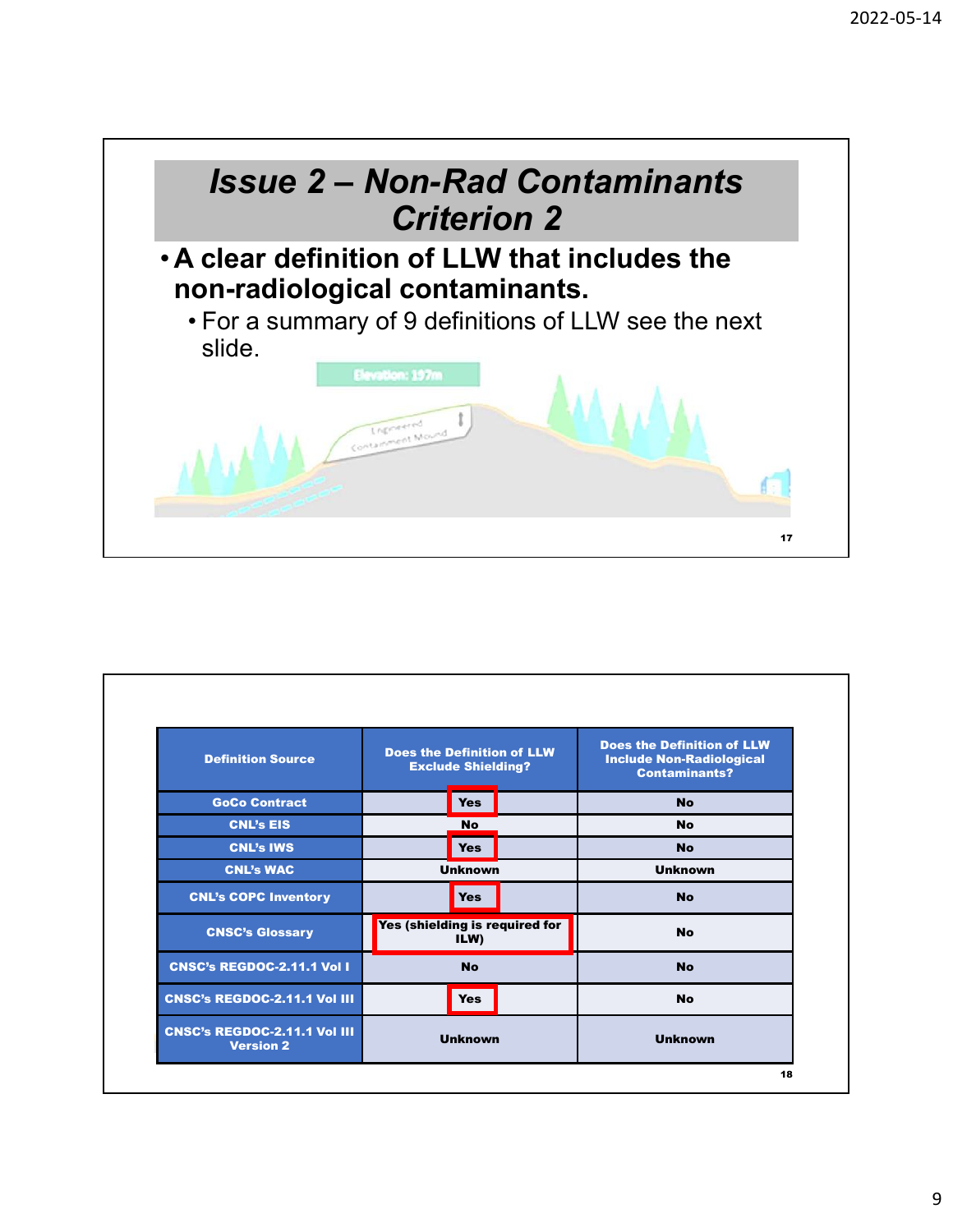## Issue 2 – Non-Rad Contaminants Criterion 2

- **A clear definition of LLW that includes the non-radiological contaminants.**
  - For a summary of 9 definitions of LLW see the next slide.

| Definition Source | Does the Definition of LLW Exclude Shielding? | Does the Definition of LLW Include Non-Radiological Contaminants? |
|---|---|---|
| GoCo Contract | Yes | No |
| CNL's EIS | No | No |
| CNL's IWS | Yes | No |
| CNL's WAC | Unknown | Unknown |
| CNL's COPC Inventory | Yes | No |
| CNSC's Glossary | Yes (shielding is required for ILW) | No |
| CNSC's REGDOC-2.11.1 Vol I | No | No |
| CNSC's REGDOC-2.11.1 Vol III | Yes | No |
| CNSC's REGDOC-2.11.1 Vol III Version 2 | Unknown | Unknown |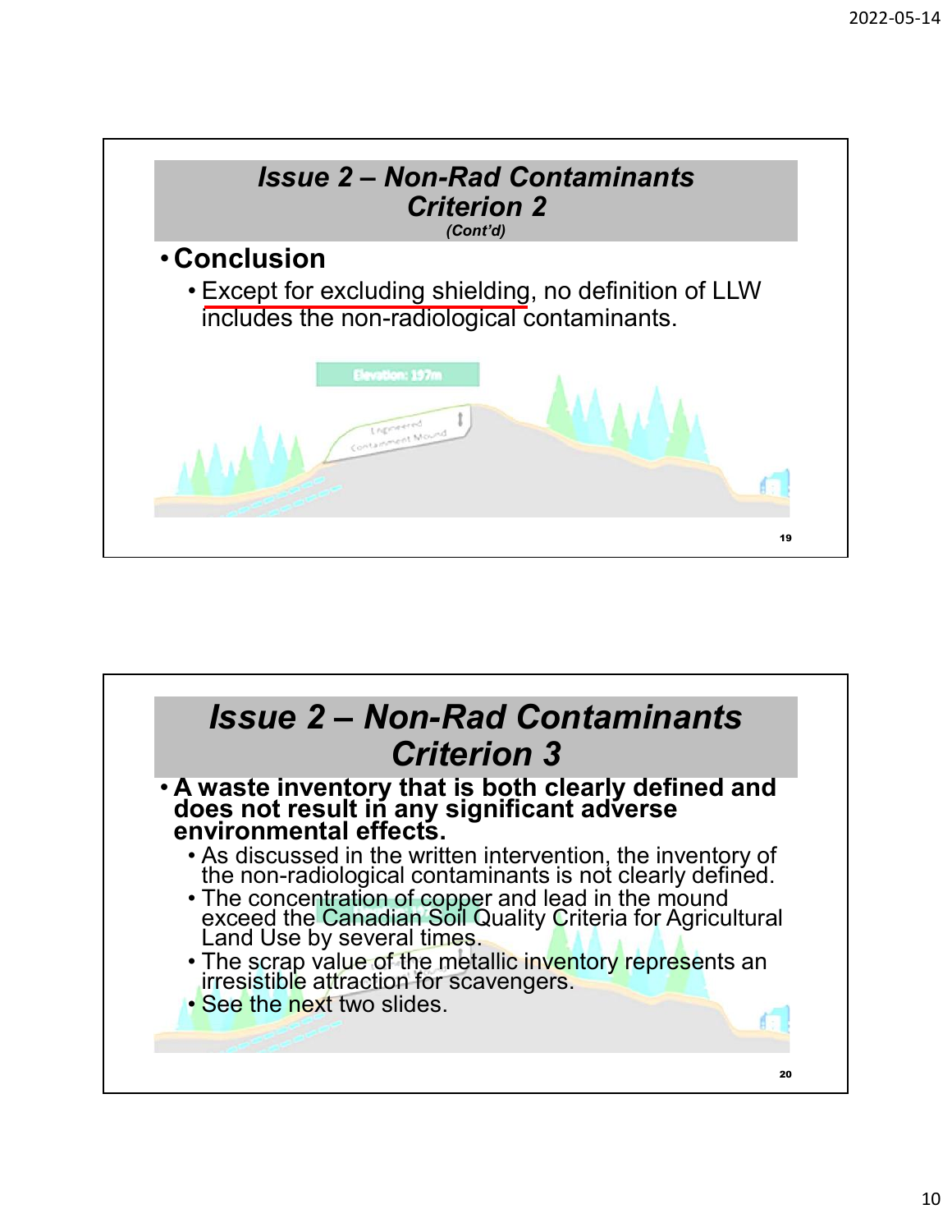## Issue 2 – Non-Rad Contaminants Criterion 2

*(Cont'd)*

- **Conclusion**
  - Except for excluding shielding, no definition of LLW includes the non-radiological contaminants.

## Issue 2 – Non-Rad Contaminants Criterion 3

- **A waste inventory that is both clearly defined and does not result in any significant adverse environmental effects.**
  - As discussed in the written intervention, the inventory of the non-radiological contaminants is not clearly defined.
  - The concentration of copper and lead in the mound exceed the Canadian Soil Quality Criteria for Agricultural Land Use by several times.
  - The scrap value of the metallic inventory represents an irresistible attraction for scavengers.
  - See the next two slides.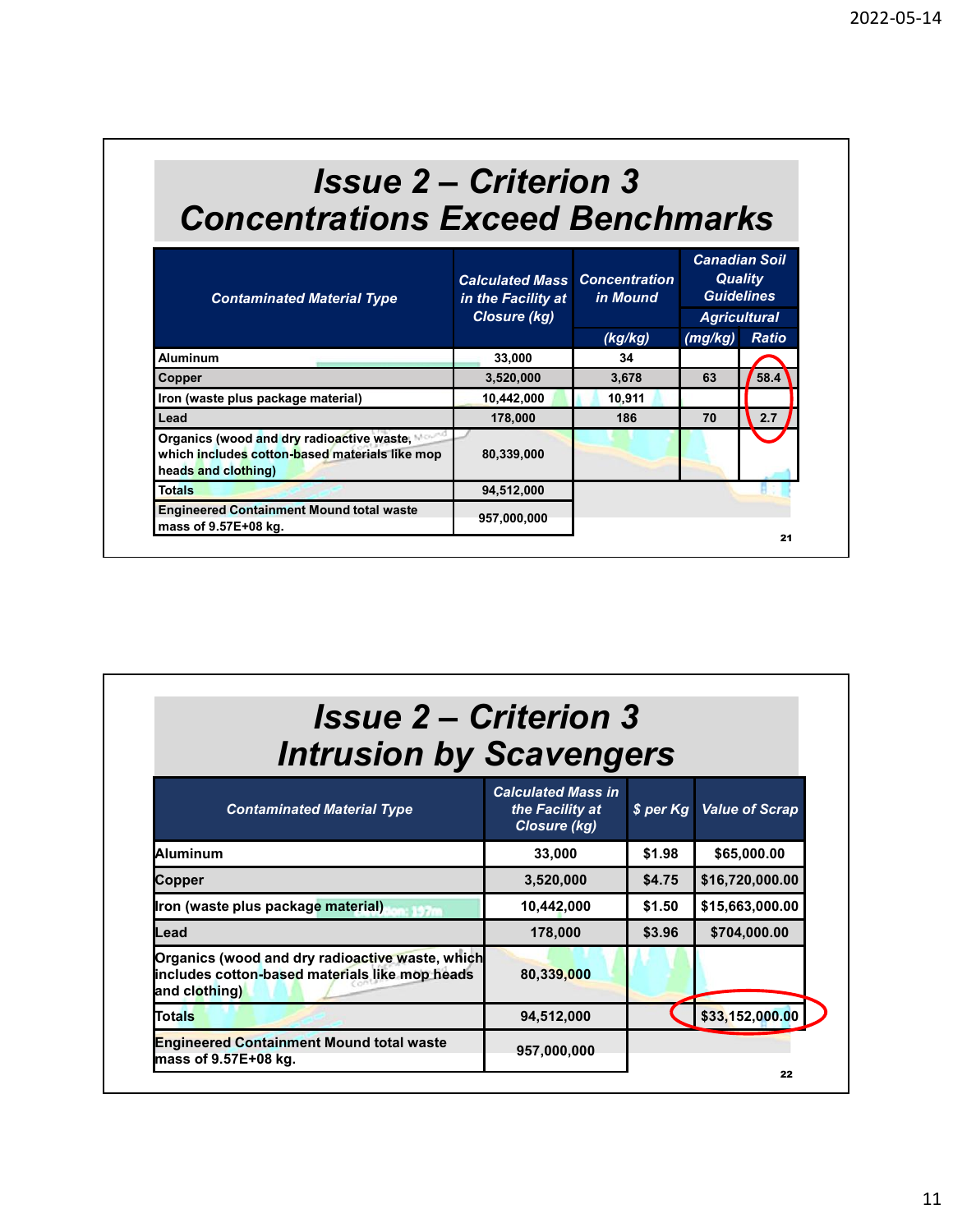# Issue 2 – Criterion 3 Concentrations Exceed Benchmarks

| Contaminated Material Type | Calculated Mass in the Facility at Closure (kg) | Concentration in Mound | Canadian Soil Quality Guidelines | |
|---|---|---|---|---|
| | | | Agricultural | |
| | | (kg/kg) | (mg/kg) | Ratio |
| Aluminum | 33,000 | 34 | | |
| Copper | 3,520,000 | 3,678 | 63 | 58.4 |
| Iron (waste plus package material) | 10,442,000 | 10,911 | | |
| Lead | 178,000 | 186 | 70 | 2.7 |
| Organics (wood and dry radioactive waste, which includes cotton-based materials like mop heads and clothing) | 80,339,000 | | | |
| Totals | 94,512,000 | | | |
| Engineered Containment Mound total waste mass of 9.57E+08 kg. | 957,000,000 | | | |

# Issue 2 – Criterion 3 Intrusion by Scavengers

| Contaminated Material Type | Calculated Mass in the Facility at Closure (kg) | $ per Kg | Value of Scrap |
|---|---|---|---|
| Aluminum | 33,000 | $1.98 | $65,000.00 |
| Copper | 3,520,000 | $4.75 | $16,720,000.00 |
| Iron (waste plus package material) | 10,442,000 | $1.50 | $15,663,000.00 |
| Lead | 178,000 | $3.96 | $704,000.00 |
| Organics (wood and dry radioactive waste, which includes cotton-based materials like mop heads and clothing) | 80,339,000 | | |
| Totals | 94,512,000 | | $33,152,000.00 |
| Engineered Containment Mound total waste mass of 9.57E+08 kg. | 957,000,000 | | |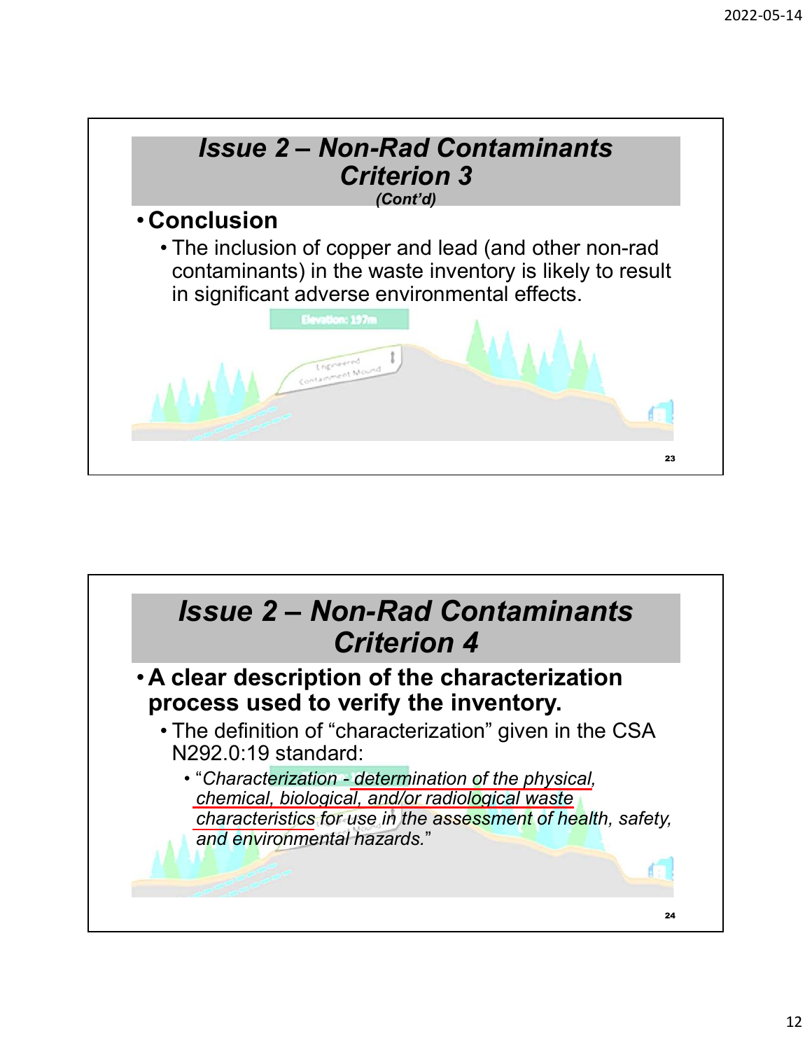## Issue 2 – Non-Rad Contaminants Criterion 3

*(Cont'd)*

- **Conclusion**
  - The inclusion of copper and lead (and other non-rad contaminants) in the waste inventory is likely to result in significant adverse environmental effects.

## Issue 2 – Non-Rad Contaminants Criterion 4

- **A clear description of the characterization process used to verify the inventory.**
  - The definition of "characterization" given in the CSA N292.0:19 standard:
    - "*Characterization - determination of the physical, chemical, biological, and/or radiological waste characteristics for use in the assessment of health, safety, and environmental hazards.*"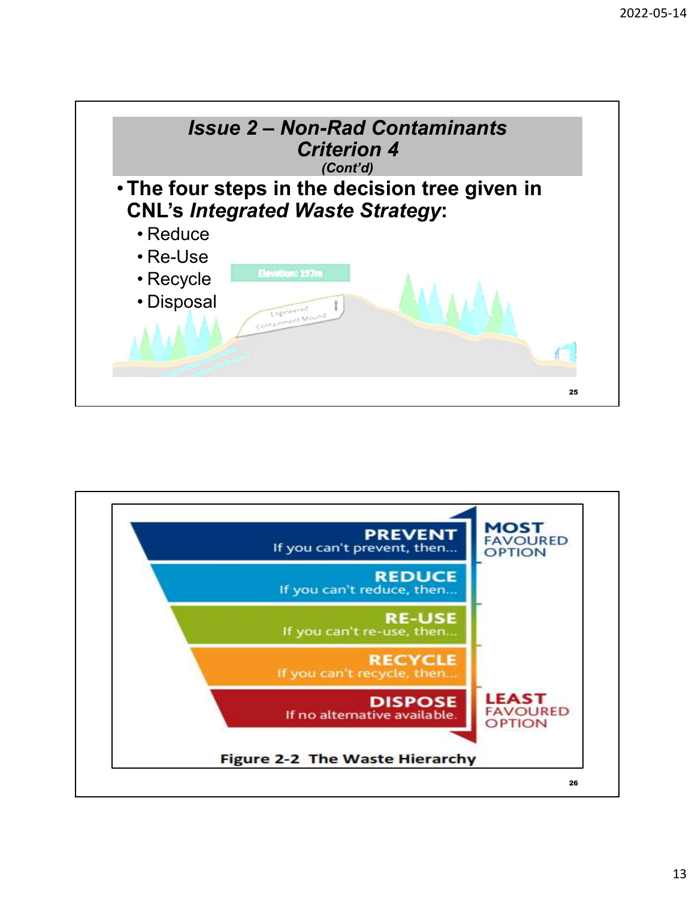## Issue 2 – Non-Rad Contaminants Criterion 4

*(Cont'd)*

- **The four steps in the decision tree given in CNL's *Integrated Waste Strategy*:**
  - Reduce
  - Re-Use
  - Recycle
  - Disposal

Elevation: 197m

Engineered Containment Mound

---

**PREVENT**
If you can't prevent, then...

**REDUCE**
If you can't reduce, then...

**RE-USE**
If you can't re-use, then...

**RECYCLE**
If you can't recycle, then...

**DISPOSE**
If no alternative available.

**MOST** FAVOURED OPTION

**LEAST** FAVOURED OPTION

**Figure 2-2 The Waste Hierarchy**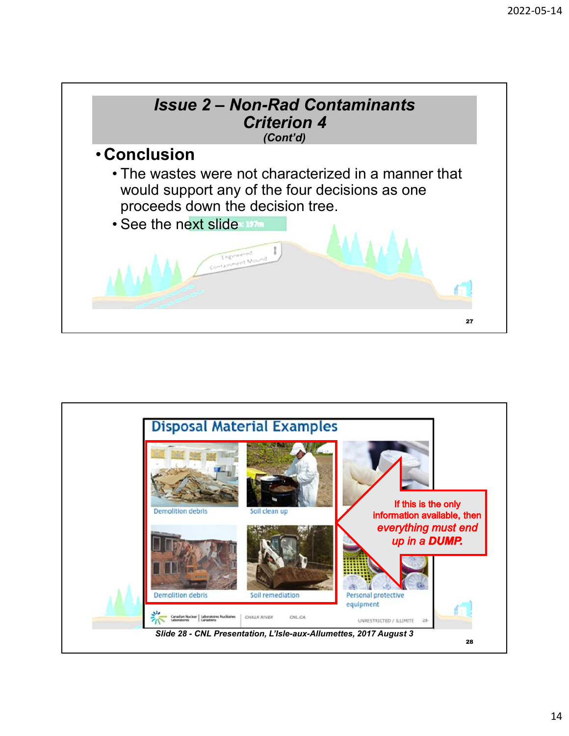## Issue 2 – Non-Rad Contaminants Criterion 4

*(Cont'd)*

- **Conclusion**
  - The wastes were not characterized in a manner that would support any of the four decisions as one proceeds down the decision tree.
  - See the next slide

## Disposal Material Examples

Demolition debris

Soil clean up

Demolition debris

Soil remediation

Personal protective equipment

If this is the only information available, then *everything must end up in a **DUMP**.*

*Slide 28 - CNL Presentation, L'Isle-aux-Allumettes, 2017 August 3*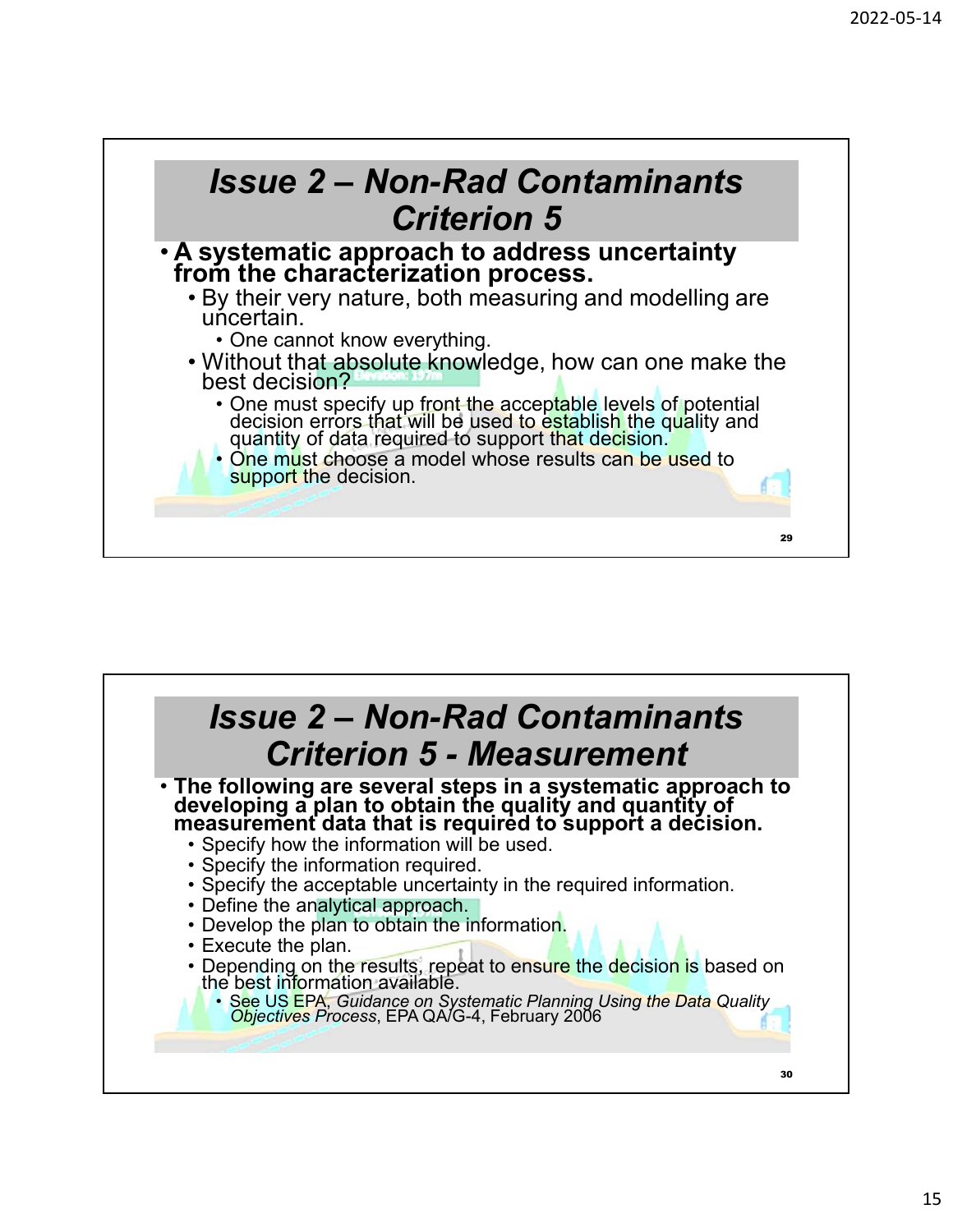## Issue 2 – Non-Rad Contaminants Criterion 5

- **A systematic approach to address uncertainty from the characterization process.**
  - By their very nature, both measuring and modelling are uncertain.
    - One cannot know everything.
  - Without that absolute knowledge, how can one make the best decision?
    - One must specify up front the acceptable levels of potential decision errors that will be used to establish the quality and quantity of data required to support that decision.
    - One must choose a model whose results can be used to support the decision.

## Issue 2 – Non-Rad Contaminants Criterion 5 - Measurement

- **The following are several steps in a systematic approach to developing a plan to obtain the quality and quantity of measurement data that is required to support a decision.**
  - Specify how the information will be used.
  - Specify the information required.
  - Specify the acceptable uncertainty in the required information.
  - Define the analytical approach.
  - Develop the plan to obtain the information.
  - Execute the plan.
  - Depending on the results, repeat to ensure the decision is based on the best information available.
    - See US EPA, *Guidance on Systematic Planning Using the Data Quality Objectives Process*, EPA QA/G-4, February 2006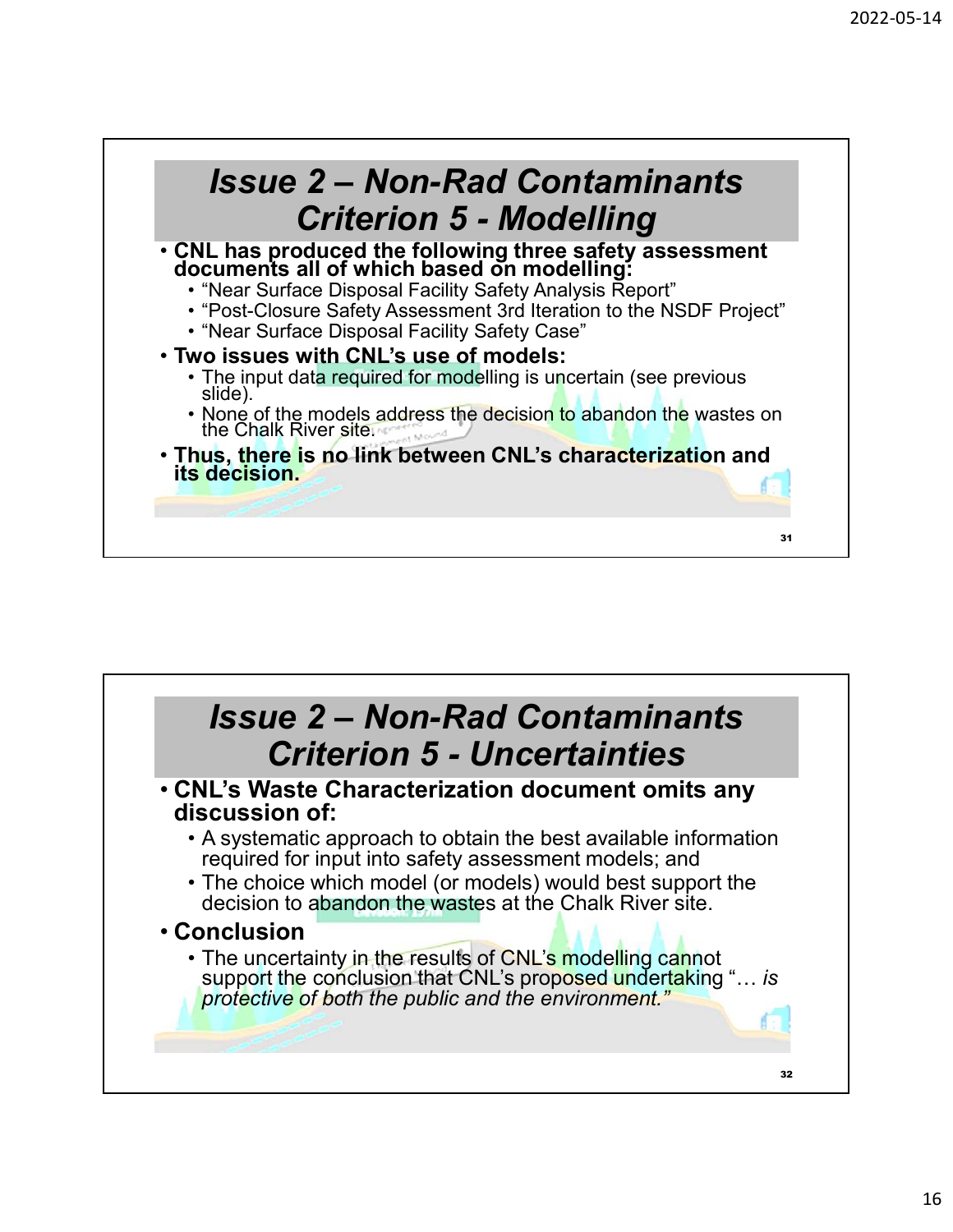# Issue 2 – Non-Rad Contaminants Criterion 5 - Modelling

- **CNL has produced the following three safety assessment documents all of which based on modelling:**
  - "Near Surface Disposal Facility Safety Analysis Report"
  - "Post-Closure Safety Assessment 3rd Iteration to the NSDF Project"
  - "Near Surface Disposal Facility Safety Case"
- **Two issues with CNL's use of models:**
  - The input data required for modelling is uncertain (see previous slide).
  - None of the models address the decision to abandon the wastes on the Chalk River site.
- **Thus, there is no link between CNL's characterization and its decision.**

# Issue 2 – Non-Rad Contaminants Criterion 5 - Uncertainties

- **CNL's Waste Characterization document omits any discussion of:**
  - A systematic approach to obtain the best available information required for input into safety assessment models; and
  - The choice which model (or models) would best support the decision to abandon the wastes at the Chalk River site.
- **Conclusion**
  - The uncertainty in the results of CNL's modelling cannot support the conclusion that CNL's proposed undertaking "… *is protective of both the public and the environment.*"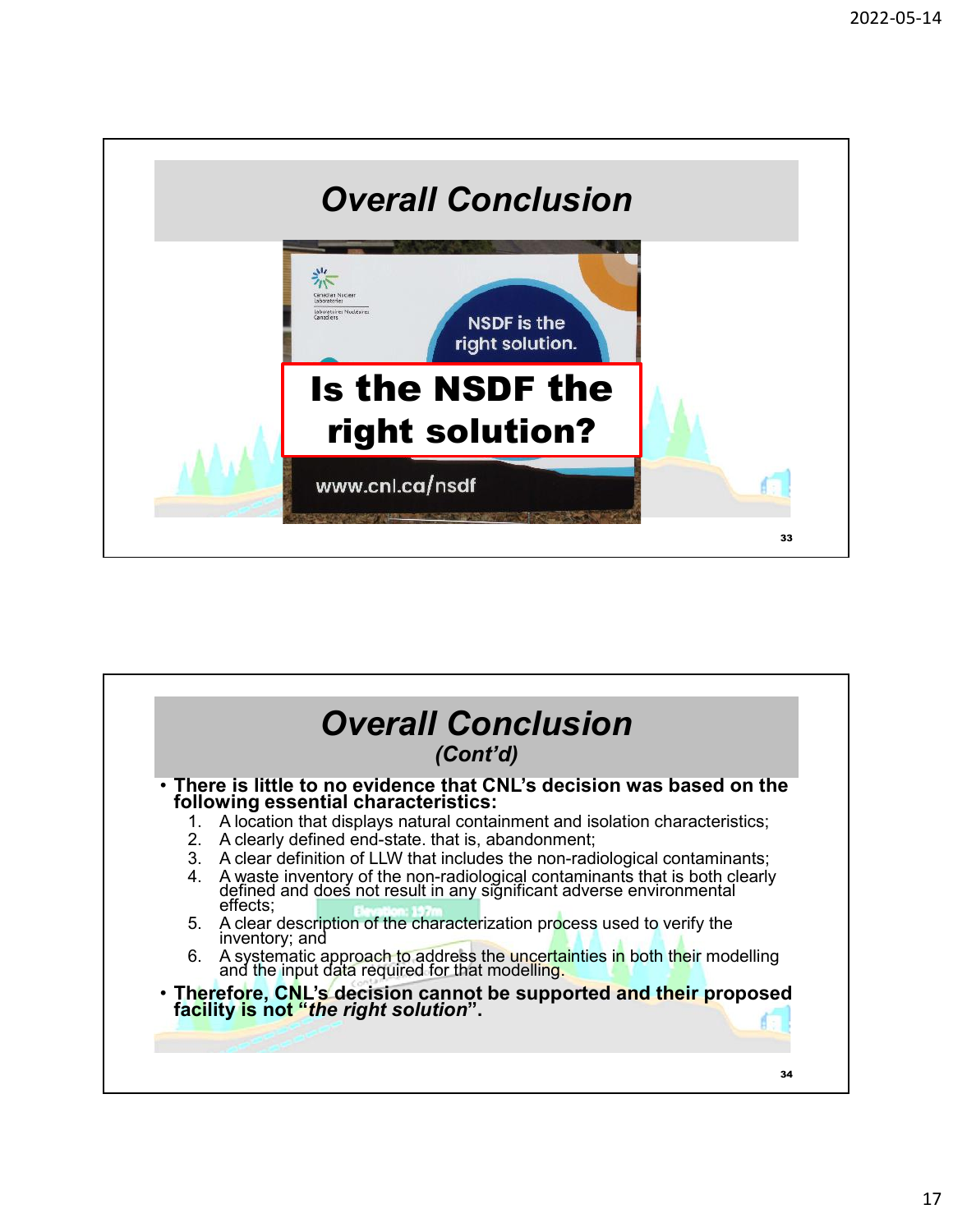## Overall Conclusion

NSDF is the right solution.

**Is the NSDF the right solution?**

www.cnl.ca/nsdf

## Overall Conclusion

*(Cont'd)*

- **There is little to no evidence that CNL's decision was based on the following essential characteristics:**
  1. A location that displays natural containment and isolation characteristics;
  2. A clearly defined end-state. that is, abandonment;
  3. A clear definition of LLW that includes the non-radiological contaminants;
  4. A waste inventory of the non-radiological contaminants that is both clearly defined and does not result in any significant adverse environmental effects;
  5. A clear description of the characterization process used to verify the inventory; and
  6. A systematic approach to address the uncertainties in both their modelling and the input data required for that modelling.
- **Therefore, CNL's decision cannot be supported and their proposed facility is not "*the right solution*".**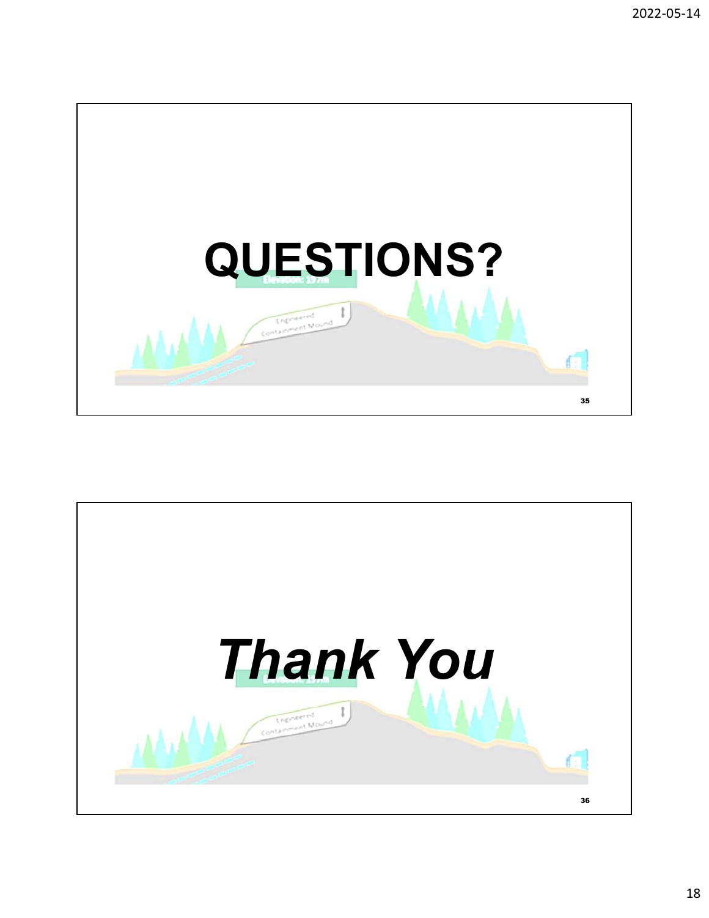# QUESTIONS?

# *Thank You*